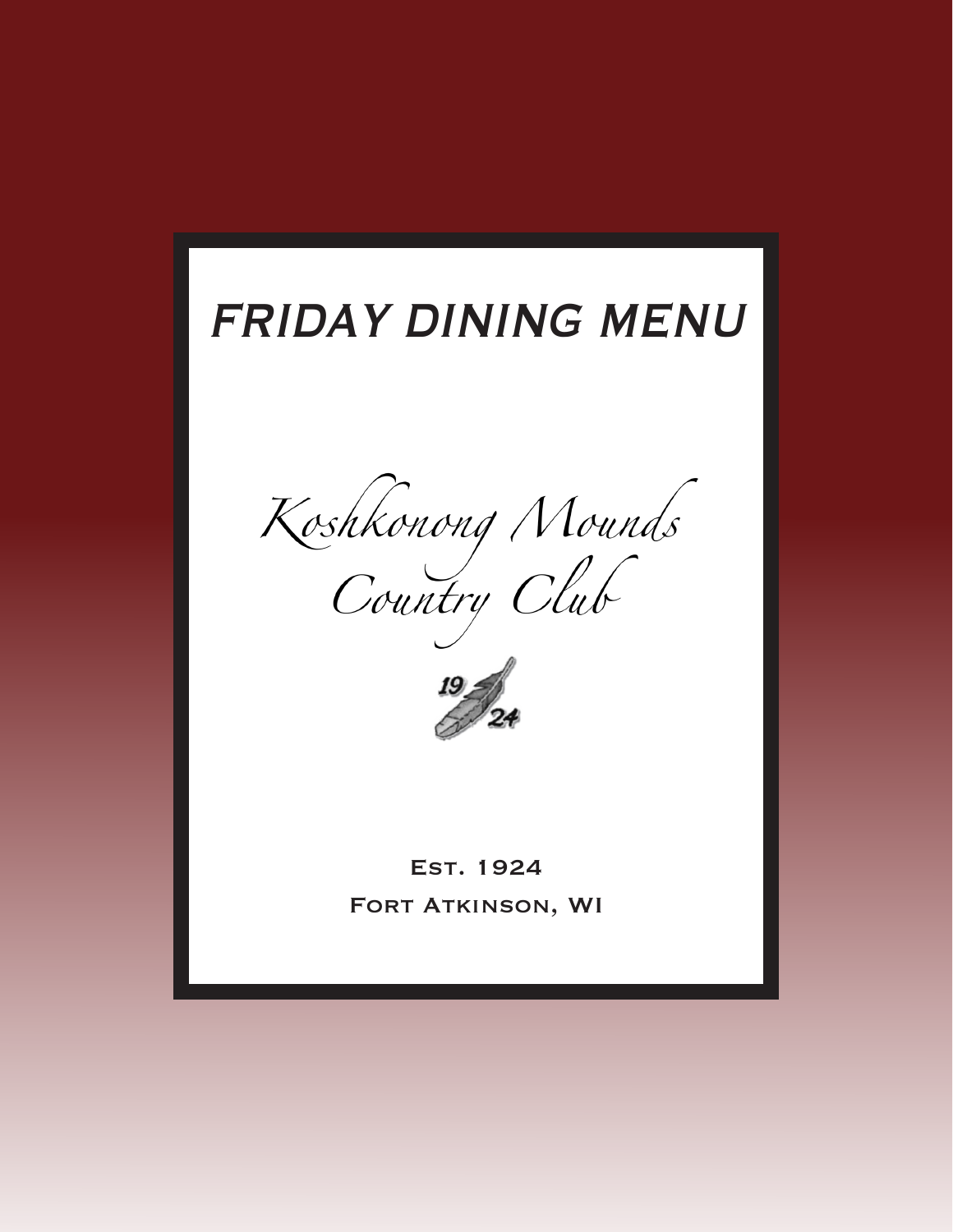# FRIDAY DINING MENU

*Koshkonong Mounds Country Club*

19 24

Est. 1924

Fort Atkinson, WI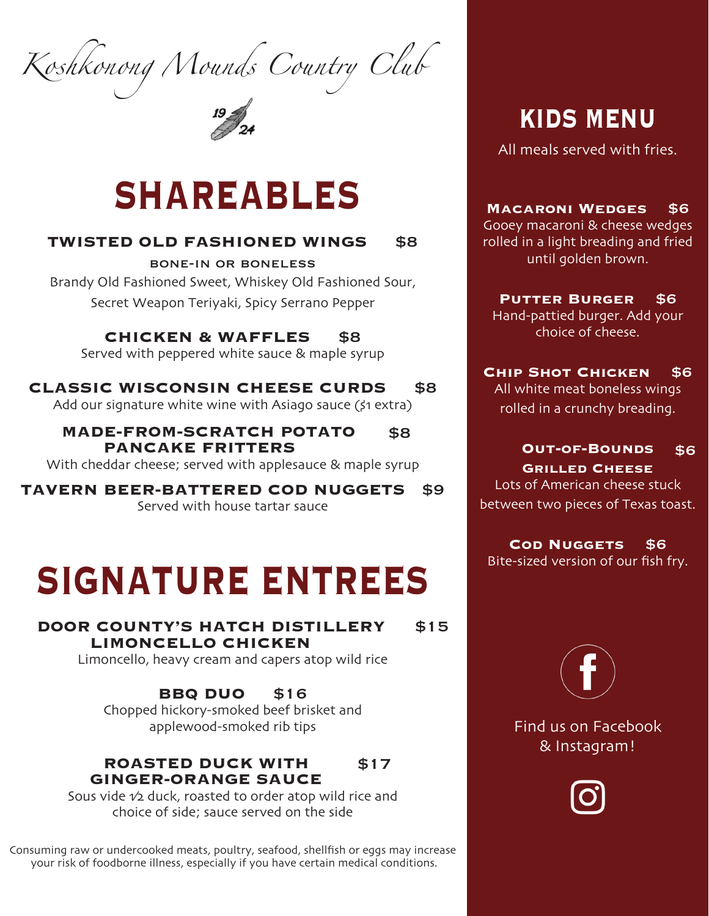# Koshkonong Mounds Country Club

1924

## SHAREABLES

### TWISTED OLD FASHIONED WINGS $8

**BONE-IN OR BONELESS**

Brandy Old Fashioned Sweet, Whiskey Old Fashioned Sour, Secret Weapon Teriyaki, Spicy Serrano Pepper

### CHICKEN & WAFFLES $8

Served with peppered white sauce & maple syrup

### CLASSIC WISCONSIN CHEESE CURDS $8

Add our signature white wine with Asiago sauce ($1 extra)

### MADE-FROM-SCRATCH POTATO PANCAKE FRITTERS $8

With cheddar cheese; served with applesauce & maple syrup

### TAVERN BEER-BATTERED COD NUGGETS $9

Served with house tartar sauce

## SIGNATURE ENTREES

### DOOR COUNTY'S HATCH DISTILLERY LIMONCELLO CHICKEN $15

Limoncello, heavy cream and capers atop wild rice

### BBQ DUO $16

Chopped hickory-smoked beef brisket and applewood-smoked rib tips

### ROASTED DUCK WITH GINGER-ORANGE SAUCE $17

Sous vide ½ duck, roasted to order atop wild rice and choice of side; sauce served on the side

Consuming raw or undercooked meats, poultry, seafood, shellfish or eggs may increase your risk of foodborne illness, especially if you have certain medical conditions.

## KIDS MENU

All meals served with fries.

### Macaroni Wedges $6

Gooey macaroni & cheese wedges rolled in a light breading and fried until golden brown.

### Putter Burger $6

Hand-pattied burger. Add your choice of cheese.

### Chip Shot Chicken $6

All white meat boneless wings rolled in a crunchy breading.

### Out-of-Bounds Grilled Cheese $6

Lots of American cheese stuck between two pieces of Texas toast.

### Cod Nuggets $6

Bite-sized version of our fish fry.

Find us on Facebook & Instagram!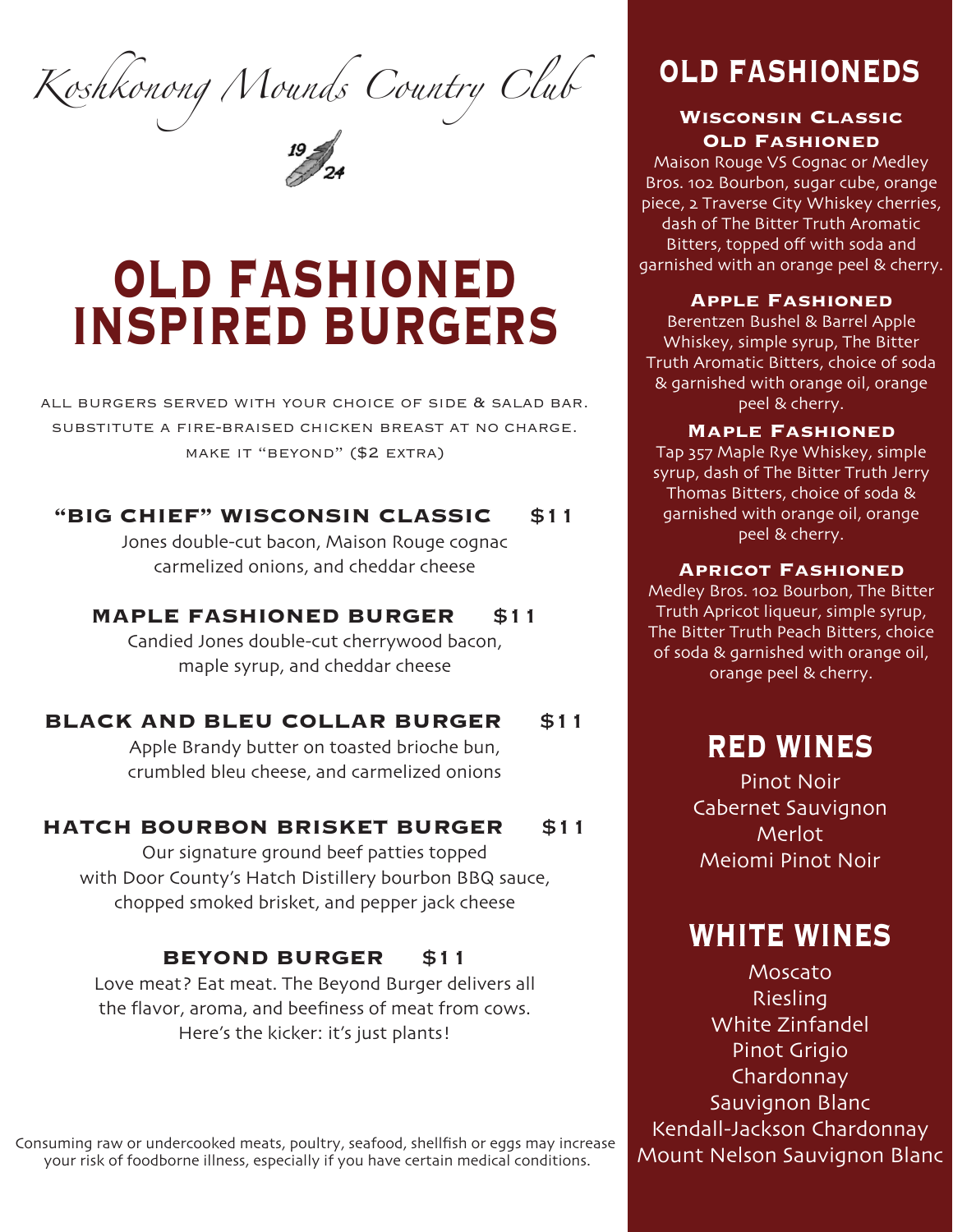*Koshkonong Mounds Country Club*

1924

# OLD FASHIONED INSPIRED BURGERS

ALL BURGERS SERVED WITH YOUR CHOICE OF SIDE & SALAD BAR.
SUBSTITUTE A FIRE-BRAISED CHICKEN BREAST AT NO CHARGE.
MAKE IT "BEYOND" ($2 EXTRA)

### "BIG CHIEF" WISCONSIN CLASSIC $11

Jones double-cut bacon, Maison Rouge cognac carmelized onions, and cheddar cheese

### MAPLE FASHIONED BURGER $11

Candied Jones double-cut cherrywood bacon, maple syrup, and cheddar cheese

### BLACK AND BLEU COLLAR BURGER $11

Apple Brandy butter on toasted brioche bun, crumbled bleu cheese, and carmelized onions

### HATCH BOURBON BRISKET BURGER $11

Our signature ground beef patties topped with Door County's Hatch Distillery bourbon BBQ sauce, chopped smoked brisket, and pepper jack cheese

### BEYOND BURGER $11

Love meat? Eat meat. The Beyond Burger delivers all the flavor, aroma, and beefiness of meat from cows. Here's the kicker: it's just plants!

Consuming raw or undercooked meats, poultry, seafood, shellfish or eggs may increase your risk of foodborne illness, especially if you have certain medical conditions.

## OLD FASHIONEDS

### Wisconsin Classic Old Fashioned

Maison Rouge VS Cognac or Medley Bros. 102 Bourbon, sugar cube, orange piece, 2 Traverse City Whiskey cherries, dash of The Bitter Truth Aromatic Bitters, topped off with soda and garnished with an orange peel & cherry.

### Apple Fashioned

Berentzen Bushel & Barrel Apple Whiskey, simple syrup, The Bitter Truth Aromatic Bitters, choice of soda & garnished with orange oil, orange peel & cherry.

### Maple Fashioned

Tap 357 Maple Rye Whiskey, simple syrup, dash of The Bitter Truth Jerry Thomas Bitters, choice of soda & garnished with orange oil, orange peel & cherry.

### Apricot Fashioned

Medley Bros. 102 Bourbon, The Bitter Truth Apricot liqueur, simple syrup, The Bitter Truth Peach Bitters, choice of soda & garnished with orange oil, orange peel & cherry.

## RED WINES

Pinot Noir
Cabernet Sauvignon
Merlot
Meiomi Pinot Noir

## WHITE WINES

Moscato
Riesling
White Zinfandel
Pinot Grigio
Chardonnay
Sauvignon Blanc
Kendall-Jackson Chardonnay
Mount Nelson Sauvignon Blanc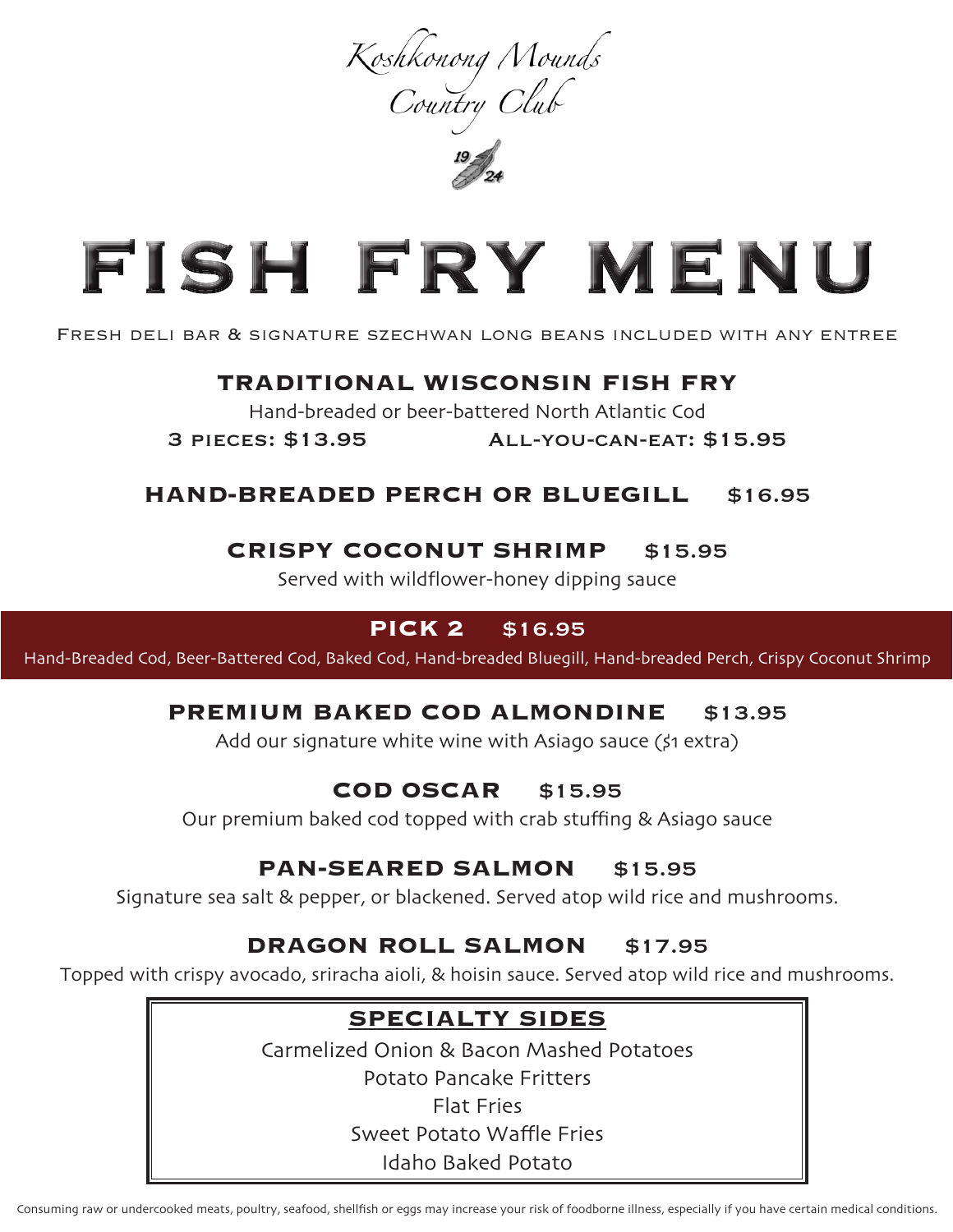Koshkonong Mounds
Country Club

19 24

# FISH FRY MENU

Fresh deli bar & signature szechwan long beans included with any entree

## TRADITIONAL WISCONSIN FISH FRY

Hand-breaded or beer-battered North Atlantic Cod

3 pieces: $13.95 All-you-can-eat: $15.95

## HAND-BREADED PERCH OR BLUEGILL $16.95

## CRISPY COCONUT SHRIMP $15.95

Served with wildflower-honey dipping sauce

## PICK 2 $16.95

Hand-Breaded Cod, Beer-Battered Cod, Baked Cod, Hand-breaded Bluegill, Hand-breaded Perch, Crispy Coconut Shrimp

## PREMIUM BAKED COD ALMONDINE $13.95

Add our signature white wine with Asiago sauce ($1 extra)

## COD OSCAR $15.95

Our premium baked cod topped with crab stuffing & Asiago sauce

## PAN-SEARED SALMON $15.95

Signature sea salt & pepper, or blackened. Served atop wild rice and mushrooms.

## DRAGON ROLL SALMON $17.95

Topped with crispy avocado, sriracha aioli, & hoisin sauce. Served atop wild rice and mushrooms.

## SPECIALTY SIDES

Carmelized Onion & Bacon Mashed Potatoes
Potato Pancake Fritters
Flat Fries
Sweet Potato Waffle Fries
Idaho Baked Potato

Consuming raw or undercooked meats, poultry, seafood, shellfish or eggs may increase your risk of foodborne illness, especially if you have certain medical conditions.